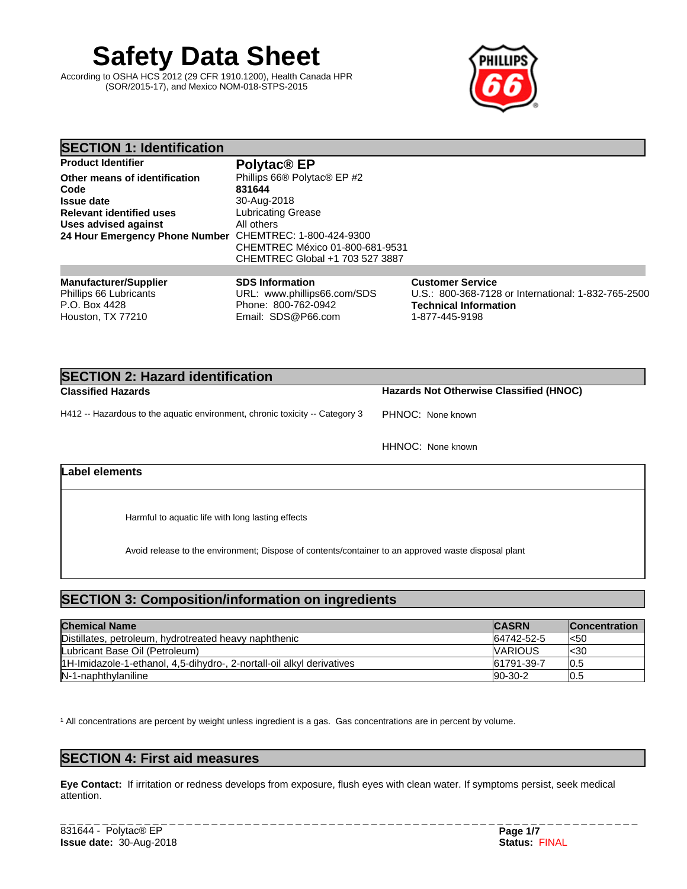# Safety Data Sheet

According to OSHA HCS 2012 (29 CFR 1910.1200), Health Canada HPR (SOR/2015-17), and Mexico NOM-018-STPS-2015

## SECTION 1: Identification

| | |
|---|---|
| **Product Identifier** | **Polytac® EP** |
| **Other means of identification** | Phillips 66® Polytac® EP #2 |
| **Code** | **831644** |
| **Issue date** | 30-Aug-2018 |
| **Relevant identified uses** | Lubricating Grease |
| **Uses advised against** | All others |
| **24 Hour Emergency Phone Number** | CHEMTREC: 1-800-424-9300<br>CHEMTREC México 01-800-681-9531<br>CHEMTREC Global +1 703 527 3887 |

**Manufacturer/Supplier**
Phillips 66 Lubricants
P.O. Box 4428
Houston, TX 77210

**SDS Information**
URL: www.phillips66.com/SDS
Phone: 800-762-0942
Email: SDS@P66.com

**Customer Service**
U.S.: 800-368-7128 or International: 1-832-765-2500

**Technical Information**
1-877-445-9198

## SECTION 2: Hazard identification

**Classified Hazards**

H412 -- Hazardous to the aquatic environment, chronic toxicity -- Category 3

**Hazards Not Otherwise Classified (HNOC)**

PHNOC: None known

HHNOC: None known

### Label elements

Harmful to aquatic life with long lasting effects

Avoid release to the environment; Dispose of contents/container to an approved waste disposal plant

## SECTION 3: Composition/information on ingredients

| Chemical Name | CASRN | Concentration |
|---|---|---|
| Distillates, petroleum, hydrotreated heavy naphthenic | 64742-52-5 | <50 |
| Lubricant Base Oil (Petroleum) | VARIOUS | <30 |
| 1H-Imidazole-1-ethanol, 4,5-dihydro-, 2-nortall-oil alkyl derivatives | 61791-39-7 | 0.5 |
| N-1-naphthylaniline | 90-30-2 | 0.5 |

[1] All concentrations are percent by weight unless ingredient is a gas. Gas concentrations are in percent by volume.

## SECTION 4: First aid measures

**Eye Contact:** If irritation or redness develops from exposure, flush eyes with clean water. If symptoms persist, seek medical attention.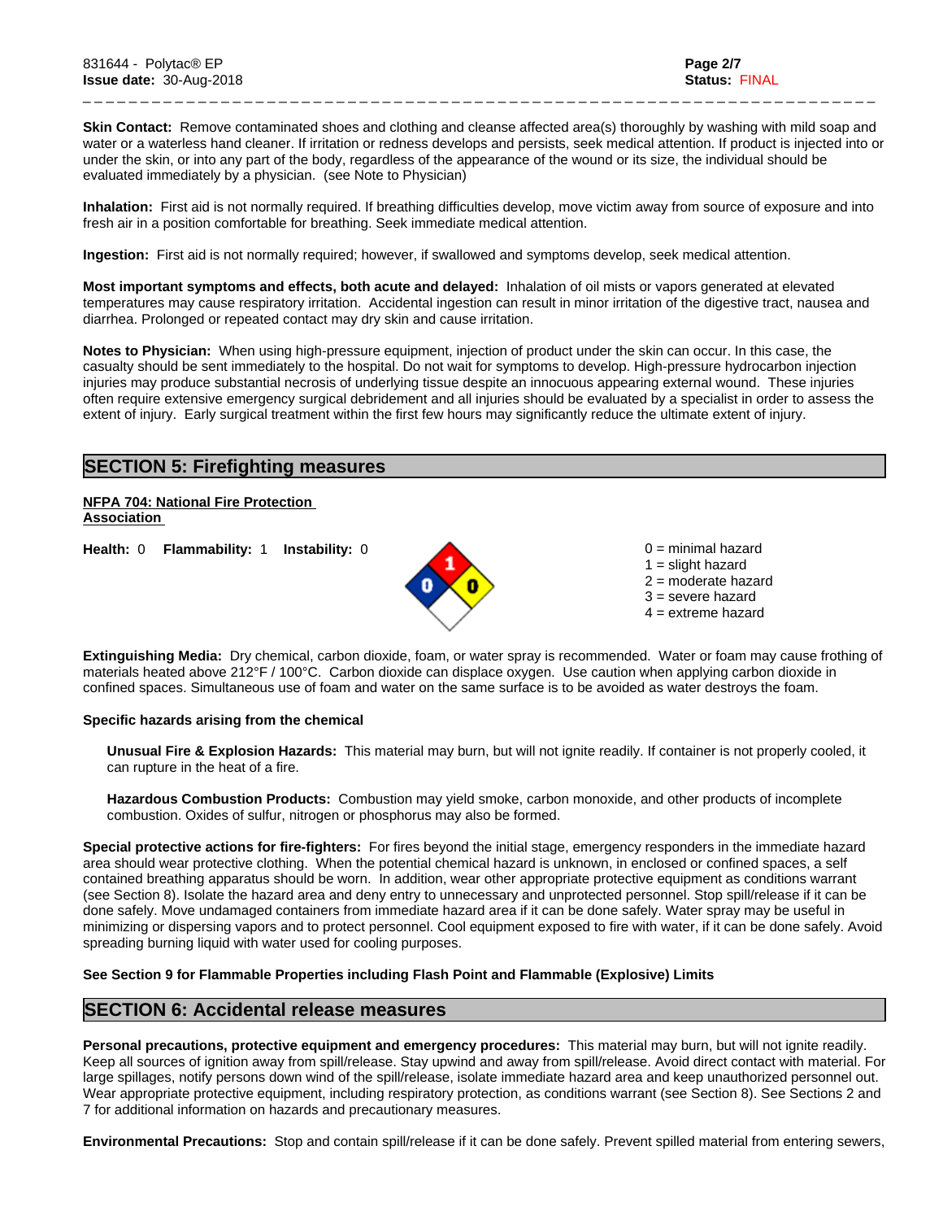**Skin Contact:** Remove contaminated shoes and clothing and cleanse affected area(s) thoroughly by washing with mild soap and water or a waterless hand cleaner. If irritation or redness develops and persists, seek medical attention. If product is injected into or under the skin, or into any part of the body, regardless of the appearance of the wound or its size, the individual should be evaluated immediately by a physician. (see Note to Physician)

**Inhalation:** First aid is not normally required. If breathing difficulties develop, move victim away from source of exposure and into fresh air in a position comfortable for breathing. Seek immediate medical attention.

**Ingestion:** First aid is not normally required; however, if swallowed and symptoms develop, seek medical attention.

**Most important symptoms and effects, both acute and delayed:** Inhalation of oil mists or vapors generated at elevated temperatures may cause respiratory irritation. Accidental ingestion can result in minor irritation of the digestive tract, nausea and diarrhea. Prolonged or repeated contact may dry skin and cause irritation.

**Notes to Physician:** When using high-pressure equipment, injection of product under the skin can occur. In this case, the casualty should be sent immediately to the hospital. Do not wait for symptoms to develop. High-pressure hydrocarbon injection injuries may produce substantial necrosis of underlying tissue despite an innocuous appearing external wound. These injuries often require extensive emergency surgical debridement and all injuries should be evaluated by a specialist in order to assess the extent of injury. Early surgical treatment within the first few hours may significantly reduce the ultimate extent of injury.

## SECTION 5: Firefighting measures

**NFPA 704: National Fire Protection Association**

**Health:** 0 **Flammability:** 1 **Instability:** 0

0 = minimal hazard
1 = slight hazard
2 = moderate hazard
3 = severe hazard
4 = extreme hazard

**Extinguishing Media:** Dry chemical, carbon dioxide, foam, or water spray is recommended. Water or foam may cause frothing of materials heated above 212°F / 100°C. Carbon dioxide can displace oxygen. Use caution when applying carbon dioxide in confined spaces. Simultaneous use of foam and water on the same surface is to be avoided as water destroys the foam.

**Specific hazards arising from the chemical**

**Unusual Fire & Explosion Hazards:** This material may burn, but will not ignite readily. If container is not properly cooled, it can rupture in the heat of a fire.

**Hazardous Combustion Products:** Combustion may yield smoke, carbon monoxide, and other products of incomplete combustion. Oxides of sulfur, nitrogen or phosphorus may also be formed.

**Special protective actions for fire-fighters:** For fires beyond the initial stage, emergency responders in the immediate hazard area should wear protective clothing. When the potential chemical hazard is unknown, in enclosed or confined spaces, a self contained breathing apparatus should be worn. In addition, wear other appropriate protective equipment as conditions warrant (see Section 8). Isolate the hazard area and deny entry to unnecessary and unprotected personnel. Stop spill/release if it can be done safely. Move undamaged containers from immediate hazard area if it can be done safely. Water spray may be useful in minimizing or dispersing vapors and to protect personnel. Cool equipment exposed to fire with water, if it can be done safely. Avoid spreading burning liquid with water used for cooling purposes.

**See Section 9 for Flammable Properties including Flash Point and Flammable (Explosive) Limits**

## SECTION 6: Accidental release measures

**Personal precautions, protective equipment and emergency procedures:** This material may burn, but will not ignite readily. Keep all sources of ignition away from spill/release. Stay upwind and away from spill/release. Avoid direct contact with material. For large spillages, notify persons down wind of the spill/release, isolate immediate hazard area and keep unauthorized personnel out. Wear appropriate protective equipment, including respiratory protection, as conditions warrant (see Section 8). See Sections 2 and 7 for additional information on hazards and precautionary measures.

**Environmental Precautions:** Stop and contain spill/release if it can be done safely. Prevent spilled material from entering sewers,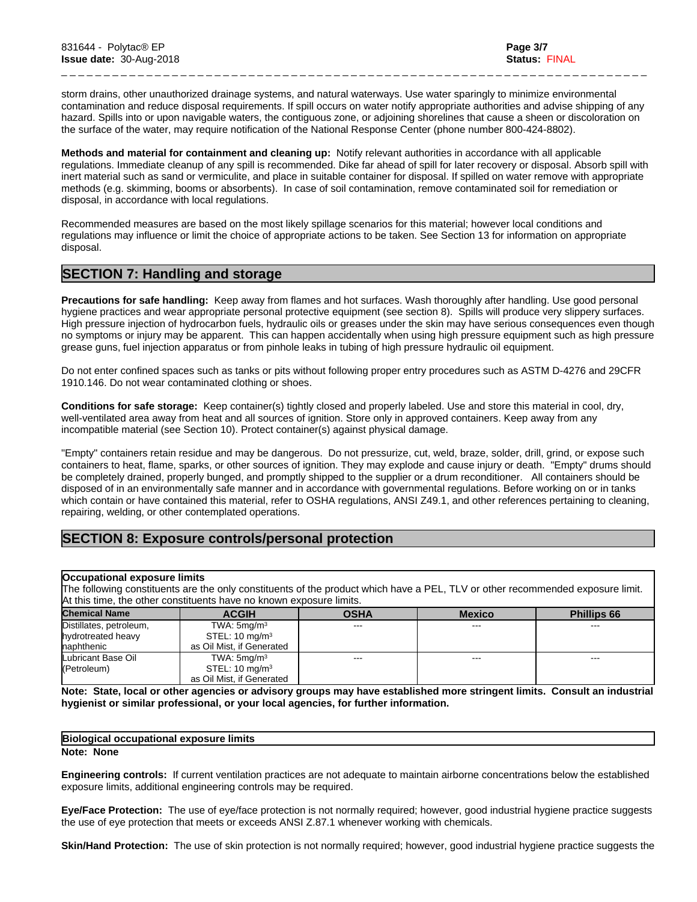storm drains, other unauthorized drainage systems, and natural waterways. Use water sparingly to minimize environmental contamination and reduce disposal requirements. If spill occurs on water notify appropriate authorities and advise shipping of any hazard. Spills into or upon navigable waters, the contiguous zone, or adjoining shorelines that cause a sheen or discoloration on the surface of the water, may require notification of the National Response Center (phone number 800-424-8802).

**Methods and material for containment and cleaning up:** Notify relevant authorities in accordance with all applicable regulations. Immediate cleanup of any spill is recommended. Dike far ahead of spill for later recovery or disposal. Absorb spill with inert material such as sand or vermiculite, and place in suitable container for disposal. If spilled on water remove with appropriate methods (e.g. skimming, booms or absorbents). In case of soil contamination, remove contaminated soil for remediation or disposal, in accordance with local regulations.

Recommended measures are based on the most likely spillage scenarios for this material; however local conditions and regulations may influence or limit the choice of appropriate actions to be taken. See Section 13 for information on appropriate disposal.

## SECTION 7: Handling and storage

**Precautions for safe handling:** Keep away from flames and hot surfaces. Wash thoroughly after handling. Use good personal hygiene practices and wear appropriate personal protective equipment (see section 8). Spills will produce very slippery surfaces. High pressure injection of hydrocarbon fuels, hydraulic oils or greases under the skin may have serious consequences even though no symptoms or injury may be apparent. This can happen accidentally when using high pressure equipment such as high pressure grease guns, fuel injection apparatus or from pinhole leaks in tubing of high pressure hydraulic oil equipment.

Do not enter confined spaces such as tanks or pits without following proper entry procedures such as ASTM D-4276 and 29CFR 1910.146. Do not wear contaminated clothing or shoes.

**Conditions for safe storage:** Keep container(s) tightly closed and properly labeled. Use and store this material in cool, dry, well-ventilated area away from heat and all sources of ignition. Store only in approved containers. Keep away from any incompatible material (see Section 10). Protect container(s) against physical damage.

"Empty" containers retain residue and may be dangerous. Do not pressurize, cut, weld, braze, solder, drill, grind, or expose such containers to heat, flame, sparks, or other sources of ignition. They may explode and cause injury or death. "Empty" drums should be completely drained, properly bunged, and promptly shipped to the supplier or a drum reconditioner. All containers should be disposed of in an environmentally safe manner and in accordance with governmental regulations. Before working on or in tanks which contain or have contained this material, refer to OSHA regulations, ANSI Z49.1, and other references pertaining to cleaning, repairing, welding, or other contemplated operations.

## SECTION 8: Exposure controls/personal protection

**Occupational exposure limits**

The following constituents are the only constituents of the product which have a PEL, TLV or other recommended exposure limit. At this time, the other constituents have no known exposure limits.

| Chemical Name | ACGIH | OSHA | Mexico | Phillips 66 |
|---|---|---|---|---|
| Distillates, petroleum, hydrotreated heavy naphthenic | TWA: 5mg/m³<br>STEL: 10 mg/m³<br>as Oil Mist, if Generated | --- | --- | --- |
| Lubricant Base Oil (Petroleum) | TWA: 5mg/m³<br>STEL: 10 mg/m³<br>as Oil Mist, if Generated | --- | --- | --- |

**Note: State, local or other agencies or advisory groups may have established more stringent limits. Consult an industrial hygienist or similar professional, or your local agencies, for further information.**

**Biological occupational exposure limits**

**Note: None**

**Engineering controls:** If current ventilation practices are not adequate to maintain airborne concentrations below the established exposure limits, additional engineering controls may be required.

**Eye/Face Protection:** The use of eye/face protection is not normally required; however, good industrial hygiene practice suggests the use of eye protection that meets or exceeds ANSI Z.87.1 whenever working with chemicals.

**Skin/Hand Protection:** The use of skin protection is not normally required; however, good industrial hygiene practice suggests the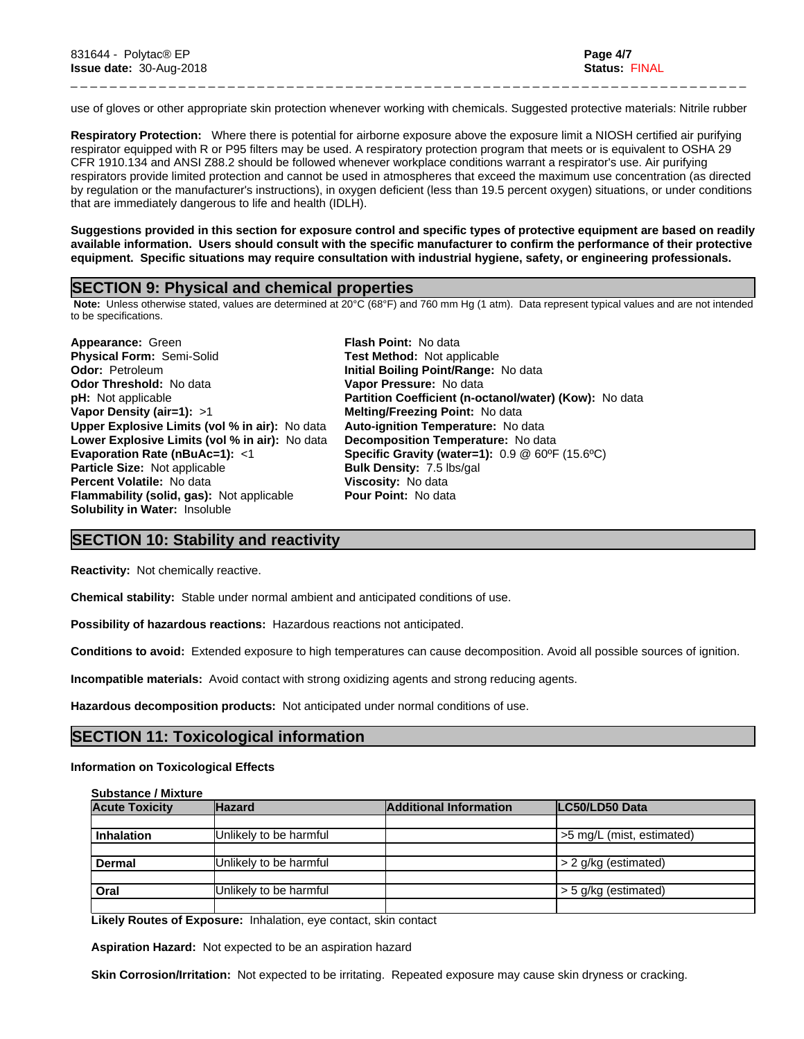use of gloves or other appropriate skin protection whenever working with chemicals. Suggested protective materials: Nitrile rubber

**Respiratory Protection:** Where there is potential for airborne exposure above the exposure limit a NIOSH certified air purifying respirator equipped with R or P95 filters may be used. A respiratory protection program that meets or is equivalent to OSHA 29 CFR 1910.134 and ANSI Z88.2 should be followed whenever workplace conditions warrant a respirator's use. Air purifying respirators provide limited protection and cannot be used in atmospheres that exceed the maximum use concentration (as directed by regulation or the manufacturer's instructions), in oxygen deficient (less than 19.5 percent oxygen) situations, or under conditions that are immediately dangerous to life and health (IDLH).

**Suggestions provided in this section for exposure control and specific types of protective equipment are based on readily available information. Users should consult with the specific manufacturer to confirm the performance of their protective equipment. Specific situations may require consultation with industrial hygiene, safety, or engineering professionals.**

## SECTION 9: Physical and chemical properties

**Note:** Unless otherwise stated, values are determined at 20°C (68°F) and 760 mm Hg (1 atm). Data represent typical values and are not intended to be specifications.

**Appearance:** Green
**Physical Form:** Semi-Solid
**Odor:** Petroleum
**Odor Threshold:** No data
**pH:** Not applicable
**Vapor Density (air=1):** >1
**Upper Explosive Limits (vol % in air):** No data
**Lower Explosive Limits (vol % in air):** No data
**Evaporation Rate (nBuAc=1):** <1
**Particle Size:** Not applicable
**Percent Volatile:** No data
**Flammability (solid, gas):** Not applicable
**Solubility in Water:** Insoluble

**Flash Point:** No data
**Test Method:** Not applicable
**Initial Boiling Point/Range:** No data
**Vapor Pressure:** No data
**Partition Coefficient (n-octanol/water) (Kow):** No data
**Melting/Freezing Point:** No data
**Auto-ignition Temperature:** No data
**Decomposition Temperature:** No data
**Specific Gravity (water=1):** 0.9 @ 60ºF (15.6ºC)
**Bulk Density:** 7.5 lbs/gal
**Viscosity:** No data
**Pour Point:** No data

## SECTION 10: Stability and reactivity

**Reactivity:** Not chemically reactive.

**Chemical stability:** Stable under normal ambient and anticipated conditions of use.

**Possibility of hazardous reactions:** Hazardous reactions not anticipated.

**Conditions to avoid:** Extended exposure to high temperatures can cause decomposition. Avoid all possible sources of ignition.

**Incompatible materials:** Avoid contact with strong oxidizing agents and strong reducing agents.

**Hazardous decomposition products:** Not anticipated under normal conditions of use.

## SECTION 11: Toxicological information

**Information on Toxicological Effects**

**Substance / Mixture**

| Acute Toxicity | Hazard | Additional Information | LC50/LD50 Data |
|---|---|---|---|
| | | | |
| **Inhalation** | Unlikely to be harmful | | >5 mg/L (mist, estimated) |
| | | | |
| **Dermal** | Unlikely to be harmful | | > 2 g/kg (estimated) |
| | | | |
| **Oral** | Unlikely to be harmful | | > 5 g/kg (estimated) |
| | | | |

**Likely Routes of Exposure:** Inhalation, eye contact, skin contact

**Aspiration Hazard:** Not expected to be an aspiration hazard

**Skin Corrosion/Irritation:** Not expected to be irritating. Repeated exposure may cause skin dryness or cracking.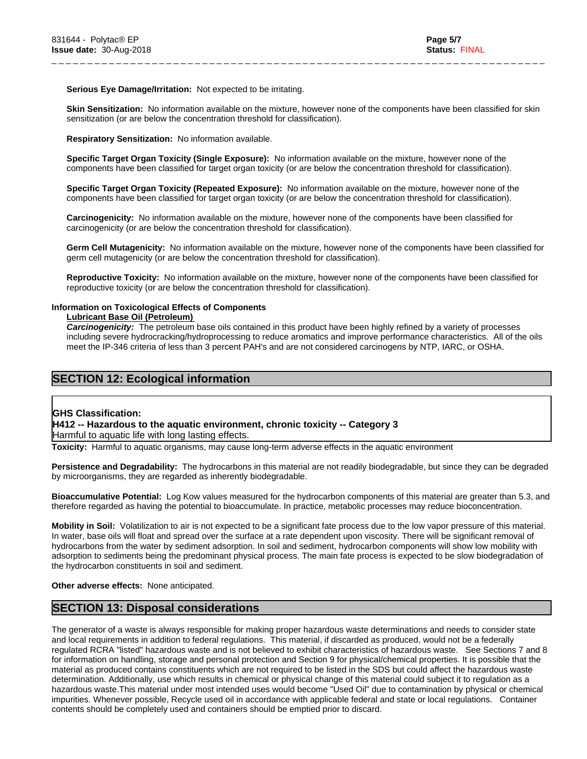**Serious Eye Damage/Irritation:** Not expected to be irritating.

**Skin Sensitization:** No information available on the mixture, however none of the components have been classified for skin sensitization (or are below the concentration threshold for classification).

**Respiratory Sensitization:** No information available.

**Specific Target Organ Toxicity (Single Exposure):** No information available on the mixture, however none of the components have been classified for target organ toxicity (or are below the concentration threshold for classification).

**Specific Target Organ Toxicity (Repeated Exposure):** No information available on the mixture, however none of the components have been classified for target organ toxicity (or are below the concentration threshold for classification).

**Carcinogenicity:** No information available on the mixture, however none of the components have been classified for carcinogenicity (or are below the concentration threshold for classification).

**Germ Cell Mutagenicity:** No information available on the mixture, however none of the components have been classified for germ cell mutagenicity (or are below the concentration threshold for classification).

**Reproductive Toxicity:** No information available on the mixture, however none of the components have been classified for reproductive toxicity (or are below the concentration threshold for classification).

**Information on Toxicological Effects of Components**

**Lubricant Base Oil (Petroleum)**

***Carcinogenicity:*** The petroleum base oils contained in this product have been highly refined by a variety of processes including severe hydrocracking/hydroprocessing to reduce aromatics and improve performance characteristics. All of the oils meet the IP-346 criteria of less than 3 percent PAH's and are not considered carcinogens by NTP, IARC, or OSHA.

## SECTION 12: Ecological information

**GHS Classification:**

**H412 -- Hazardous to the aquatic environment, chronic toxicity -- Category 3**

Harmful to aquatic life with long lasting effects.

**Toxicity:** Harmful to aquatic organisms, may cause long-term adverse effects in the aquatic environment

**Persistence and Degradability:** The hydrocarbons in this material are not readily biodegradable, but since they can be degraded by microorganisms, they are regarded as inherently biodegradable.

**Bioaccumulative Potential:** Log Kow values measured for the hydrocarbon components of this material are greater than 5.3, and therefore regarded as having the potential to bioaccumulate. In practice, metabolic processes may reduce bioconcentration.

**Mobility in Soil:** Volatilization to air is not expected to be a significant fate process due to the low vapor pressure of this material. In water, base oils will float and spread over the surface at a rate dependent upon viscosity. There will be significant removal of hydrocarbons from the water by sediment adsorption. In soil and sediment, hydrocarbon components will show low mobility with adsorption to sediments being the predominant physical process. The main fate process is expected to be slow biodegradation of the hydrocarbon constituents in soil and sediment.

**Other adverse effects:** None anticipated.

## SECTION 13: Disposal considerations

The generator of a waste is always responsible for making proper hazardous waste determinations and needs to consider state and local requirements in addition to federal regulations. This material, if discarded as produced, would not be a federally regulated RCRA "listed" hazardous waste and is not believed to exhibit characteristics of hazardous waste. See Sections 7 and 8 for information on handling, storage and personal protection and Section 9 for physical/chemical properties. It is possible that the material as produced contains constituents which are not required to be listed in the SDS but could affect the hazardous waste determination. Additionally, use which results in chemical or physical change of this material could subject it to regulation as a hazardous waste.This material under most intended uses would become "Used Oil" due to contamination by physical or chemical impurities. Whenever possible, Recycle used oil in accordance with applicable federal and state or local regulations. Container contents should be completely used and containers should be emptied prior to discard.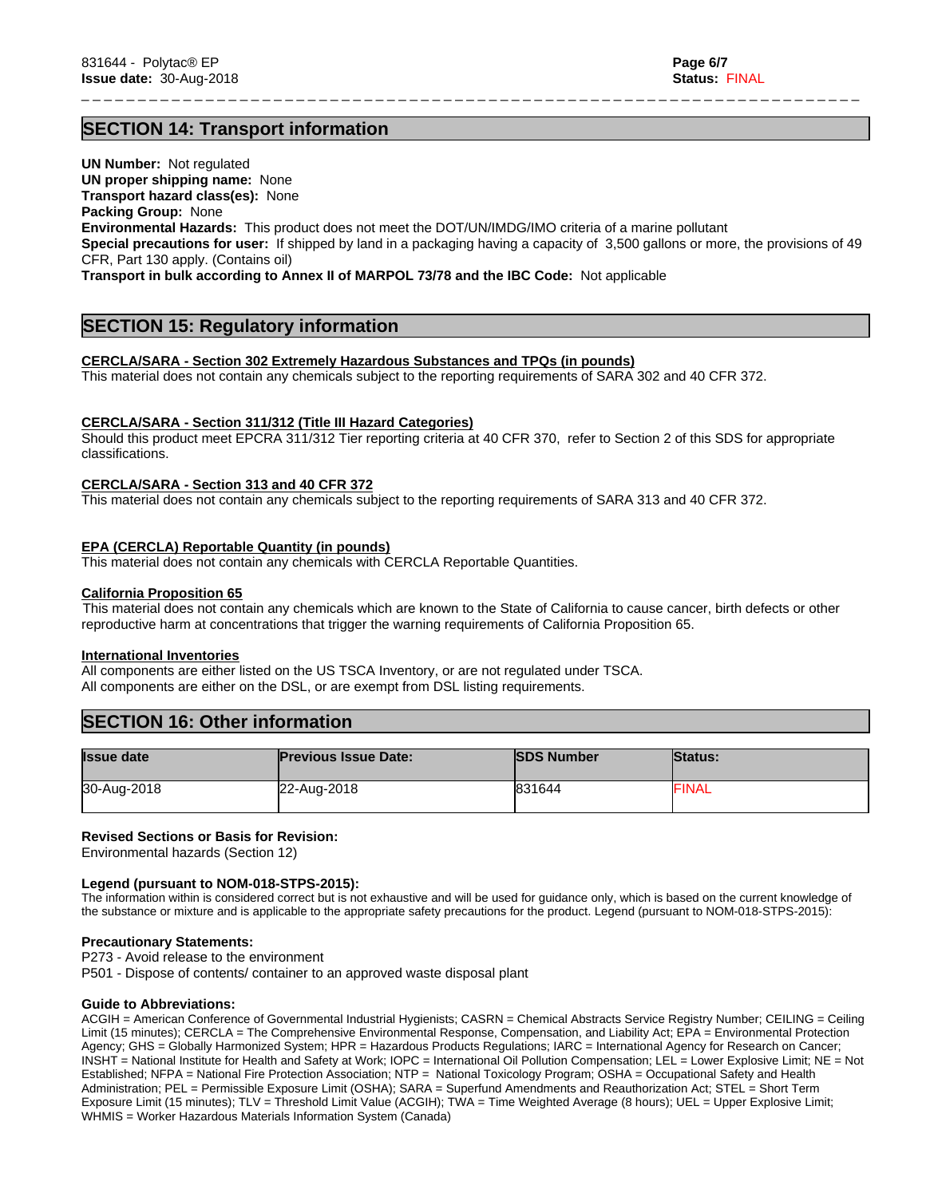## SECTION 14: Transport information

**UN Number:** Not regulated
**UN proper shipping name:** None
**Transport hazard class(es):** None
**Packing Group:** None
**Environmental Hazards:** This product does not meet the DOT/UN/IMDG/IMO criteria of a marine pollutant
**Special precautions for user:** If shipped by land in a packaging having a capacity of 3,500 gallons or more, the provisions of 49 CFR, Part 130 apply. (Contains oil)
**Transport in bulk according to Annex II of MARPOL 73/78 and the IBC Code:** Not applicable

## SECTION 15: Regulatory information

**CERCLA/SARA - Section 302 Extremely Hazardous Substances and TPQs (in pounds)**
This material does not contain any chemicals subject to the reporting requirements of SARA 302 and 40 CFR 372.

**CERCLA/SARA - Section 311/312 (Title III Hazard Categories)**
Should this product meet EPCRA 311/312 Tier reporting criteria at 40 CFR 370, refer to Section 2 of this SDS for appropriate classifications.

**CERCLA/SARA - Section 313 and 40 CFR 372**
This material does not contain any chemicals subject to the reporting requirements of SARA 313 and 40 CFR 372.

**EPA (CERCLA) Reportable Quantity (in pounds)**
This material does not contain any chemicals with CERCLA Reportable Quantities.

**California Proposition 65**
This material does not contain any chemicals which are known to the State of California to cause cancer, birth defects or other reproductive harm at concentrations that trigger the warning requirements of California Proposition 65.

**International Inventories**
All components are either listed on the US TSCA Inventory, or are not regulated under TSCA.
All components are either on the DSL, or are exempt from DSL listing requirements.

## SECTION 16: Other information

| Issue date | Previous Issue Date: | SDS Number | Status: |
|---|---|---|---|
| 30-Aug-2018 | 22-Aug-2018 | 831644 | FINAL |

**Revised Sections or Basis for Revision:**
Environmental hazards (Section 12)

**Legend (pursuant to NOM-018-STPS-2015):**
The information within is considered correct but is not exhaustive and will be used for guidance only, which is based on the current knowledge of the substance or mixture and is applicable to the appropriate safety precautions for the product. Legend (pursuant to NOM-018-STPS-2015):

**Precautionary Statements:**
P273 - Avoid release to the environment
P501 - Dispose of contents/ container to an approved waste disposal plant

**Guide to Abbreviations:**
ACGIH = American Conference of Governmental Industrial Hygienists; CASRN = Chemical Abstracts Service Registry Number; CEILING = Ceiling Limit (15 minutes); CERCLA = The Comprehensive Environmental Response, Compensation, and Liability Act; EPA = Environmental Protection Agency; GHS = Globally Harmonized System; HPR = Hazardous Products Regulations; IARC = International Agency for Research on Cancer; INSHT = National Institute for Health and Safety at Work; IOPC = International Oil Pollution Compensation; LEL = Lower Explosive Limit; NE = Not Established; NFPA = National Fire Protection Association; NTP = National Toxicology Program; OSHA = Occupational Safety and Health Administration; PEL = Permissible Exposure Limit (OSHA); SARA = Superfund Amendments and Reauthorization Act; STEL = Short Term Exposure Limit (15 minutes); TLV = Threshold Limit Value (ACGIH); TWA = Time Weighted Average (8 hours); UEL = Upper Explosive Limit; WHMIS = Worker Hazardous Materials Information System (Canada)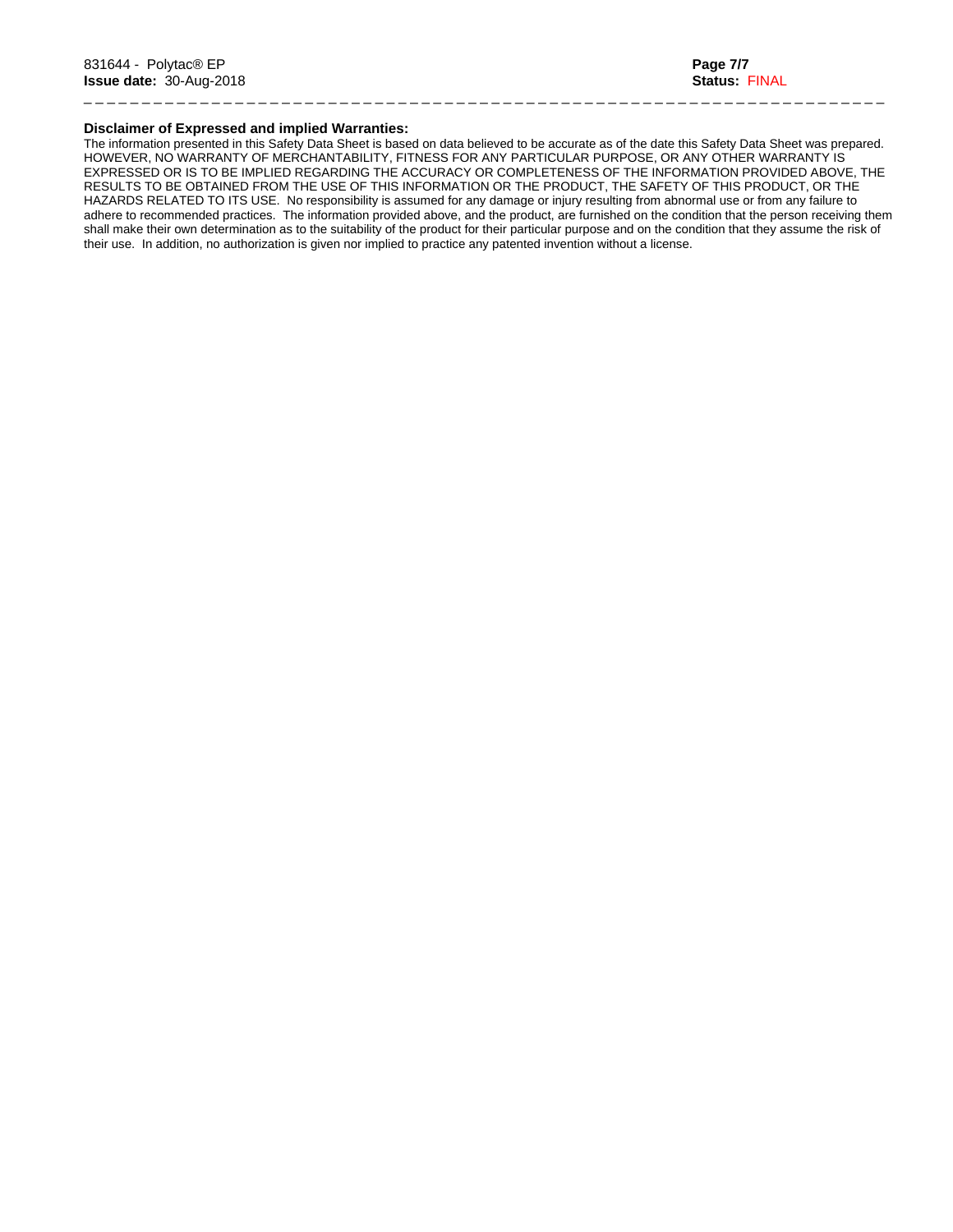**Disclaimer of Expressed and implied Warranties:**

The information presented in this Safety Data Sheet is based on data believed to be accurate as of the date this Safety Data Sheet was prepared. HOWEVER, NO WARRANTY OF MERCHANTABILITY, FITNESS FOR ANY PARTICULAR PURPOSE, OR ANY OTHER WARRANTY IS EXPRESSED OR IS TO BE IMPLIED REGARDING THE ACCURACY OR COMPLETENESS OF THE INFORMATION PROVIDED ABOVE, THE RESULTS TO BE OBTAINED FROM THE USE OF THIS INFORMATION OR THE PRODUCT, THE SAFETY OF THIS PRODUCT, OR THE HAZARDS RELATED TO ITS USE. No responsibility is assumed for any damage or injury resulting from abnormal use or from any failure to adhere to recommended practices. The information provided above, and the product, are furnished on the condition that the person receiving them shall make their own determination as to the suitability of the product for their particular purpose and on the condition that they assume the risk of their use. In addition, no authorization is given nor implied to practice any patented invention without a license.